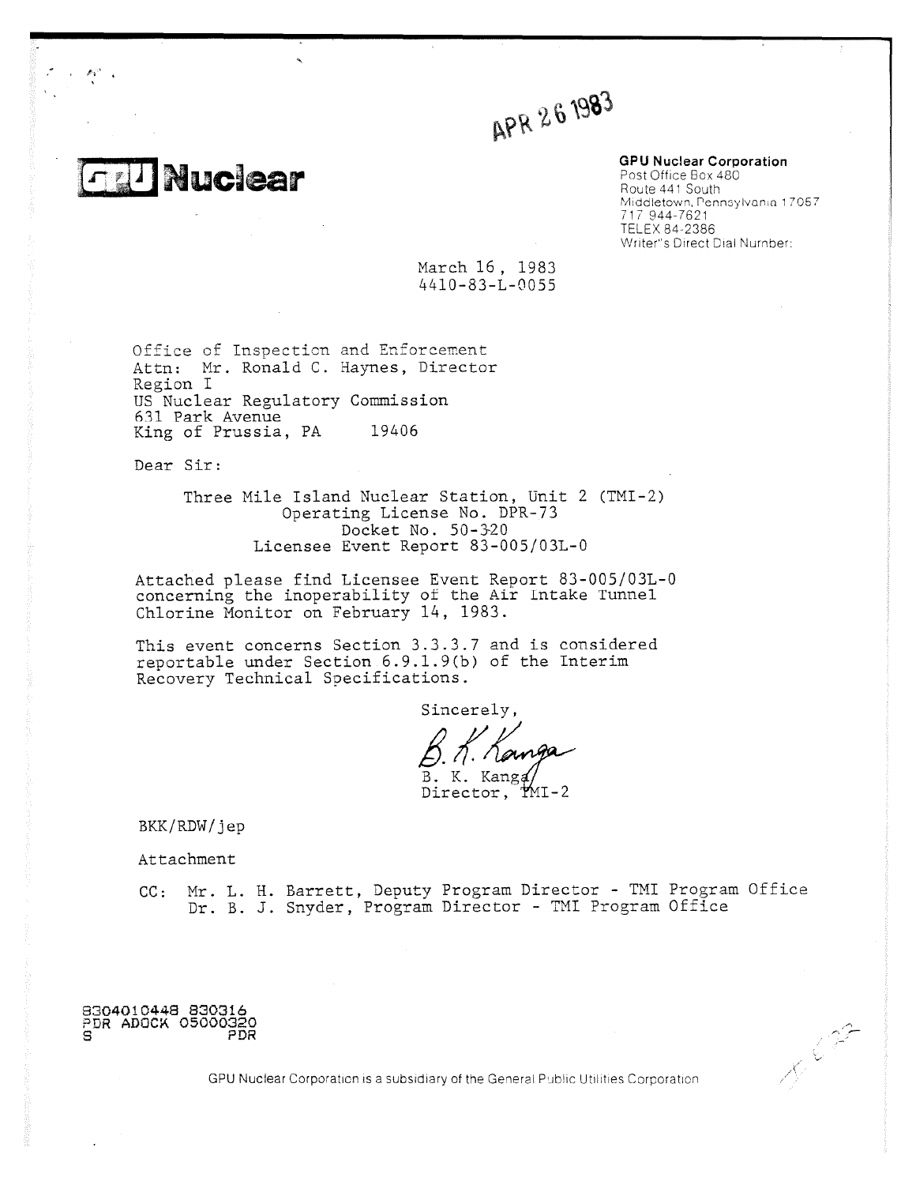APR 26 1983

**GPU Nuclear**

**GPU Nuclear Corporation**
Post Office Box 480
Route 441 South
Middletown, Pennsylvania 17057
717 944-7621
TELEX 84-2386
Writer's Direct Dial Number:

March 16, 1983
4410-83-L-0055

Office of Inspection and Enforcement
Attn: Mr. Ronald C. Haynes, Director
Region I
US Nuclear Regulatory Commission
631 Park Avenue
King of Prussia, PA 19406

Dear Sir:

Three Mile Island Nuclear Station, Unit 2 (TMI-2)
Operating License No. DPR-73
Docket No. 50-320
Licensee Event Report 83-005/03L-0

Attached please find Licensee Event Report 83-005/03L-0 concerning the inoperability of the Air Intake Tunnel Chlorine Monitor on February 14, 1983.

This event concerns Section 3.3.3.7 and is considered reportable under Section 6.9.1.9(b) of the Interim Recovery Technical Specifications.

Sincerely,

B. K. Kanga
B. K. Kanga
Director, TMI-2

BKK/RDW/jep

Attachment

CC: Mr. L. H. Barrett, Deputy Program Director - TMI Program Office
Dr. B. J. Snyder, Program Director - TMI Program Office

8304010448 830316
PDR ADOCK 05000320
S PDR

GPU Nuclear Corporation is a subsidiary of the General Public Utilities Corporation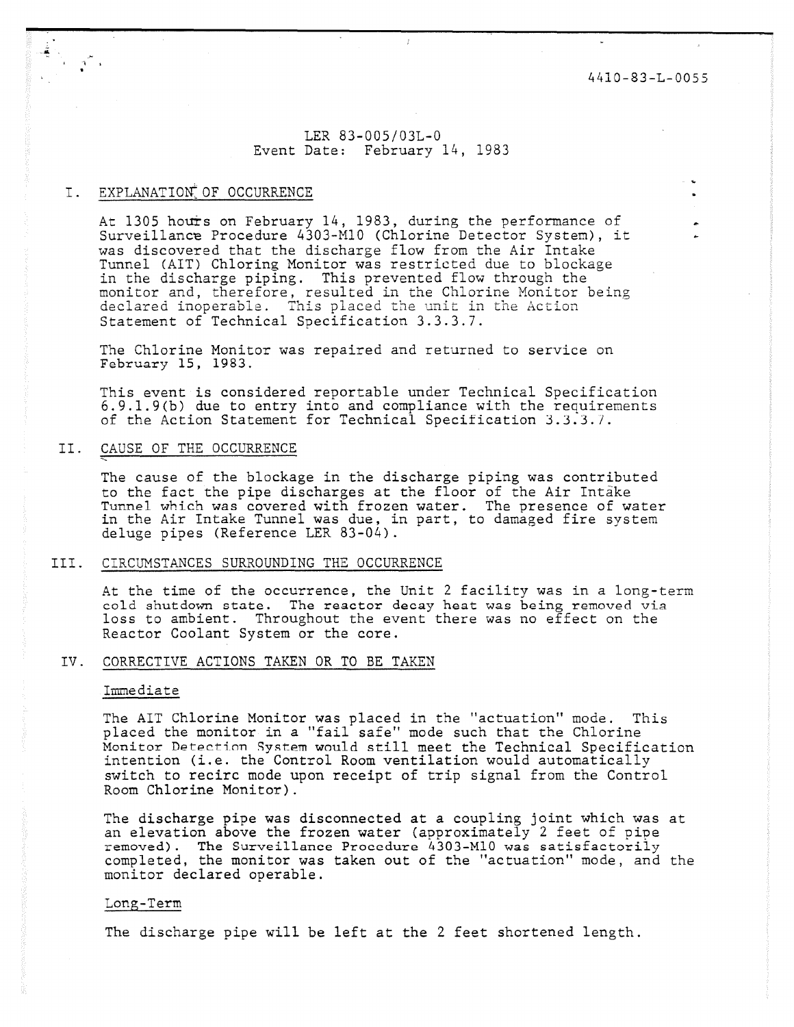4410-83-L-0055

LER 83-005/03L-0
Event Date: February 14, 1983

## I. EXPLANATION OF OCCURRENCE

At 1305 hours on February 14, 1983, during the performance of Surveillance Procedure 4303-M10 (Chlorine Detector System), it was discovered that the discharge flow from the Air Intake Tunnel (AIT) Chloring Monitor was restricted due to blockage in the discharge piping. This prevented flow through the monitor and, therefore, resulted in the Chlorine Monitor being declared inoperable. This placed the unit in the Action Statement of Technical Specification 3.3.3.7.

The Chlorine Monitor was repaired and returned to service on February 15, 1983.

This event is considered reportable under Technical Specification 6.9.1.9(b) due to entry into and compliance with the requirements of the Action Statement for Technical Specification 3.3.3.7.

## II. CAUSE OF THE OCCURRENCE

The cause of the blockage in the discharge piping was contributed to the fact the pipe discharges at the floor of the Air Intake Tunnel which was covered with frozen water. The presence of water in the Air Intake Tunnel was due, in part, to damaged fire system deluge pipes (Reference LER 83-04).

## III. CIRCUMSTANCES SURROUNDING THE OCCURRENCE

At the time of the occurrence, the Unit 2 facility was in a long-term cold shutdown state. The reactor decay heat was being removed via loss to ambient. Throughout the event there was no effect on the Reactor Coolant System or the core.

## IV. CORRECTIVE ACTIONS TAKEN OR TO BE TAKEN

### Immediate

The AIT Chlorine Monitor was placed in the "actuation" mode. This placed the monitor in a "fail safe" mode such that the Chlorine Monitor Detection System would still meet the Technical Specification intention (i.e. the Control Room ventilation would automatically switch to recirc mode upon receipt of trip signal from the Control Room Chlorine Monitor).

The discharge pipe was disconnected at a coupling joint which was at an elevation above the frozen water (approximately 2 feet of pipe removed). The Surveillance Procedure 4303-M10 was satisfactorily completed, the monitor was taken out of the "actuation" mode, and the monitor declared operable.

### Long-Term

The discharge pipe will be left at the 2 feet shortened length.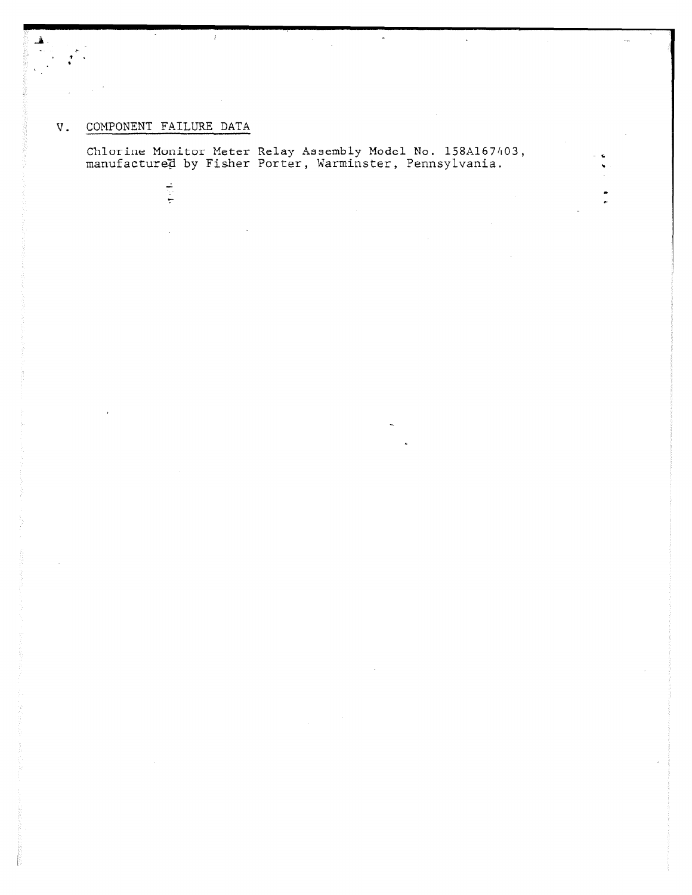## V. COMPONENT FAILURE DATA

Chlorine Monitor Meter Relay Assembly Model No. 158A167403, manufactured by Fisher Porter, Warminster, Pennsylvania.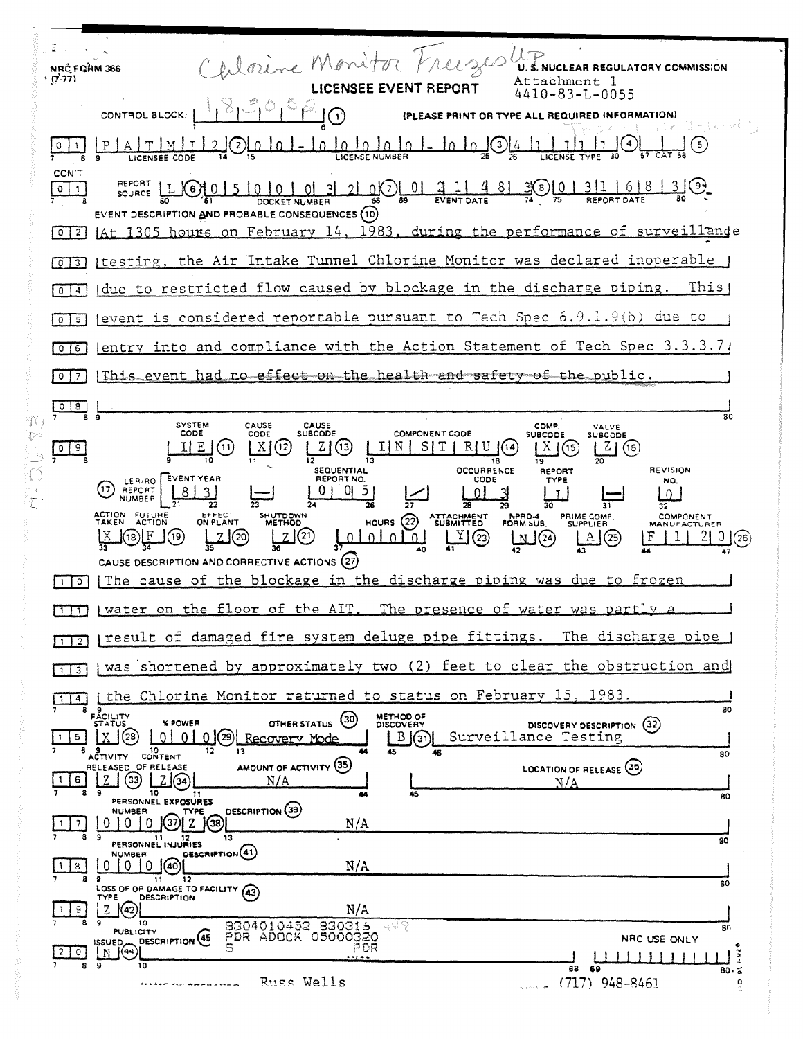NRC FORM 366 (7-77)

*Chlorine Monitor Freeze Up*

U.S. NUCLEAR REGULATORY COMMISSION

# LICENSEE EVENT REPORT

Attachment 1
4410-83-L-0055

CONTROL BLOCK: 1 8 3 0 5 2 (1) (PLEASE PRINT OR TYPE ALL REQUIRED INFORMATION)

| | |
|---|---|
| 0 1 | P A T M I 2 (2) 0 0 - 0 0 0 0 0 - 0 0 (3) 4 1 1 1 1 (4) _ _ (5) |
| | LICENSEE CODE / LICENSE NUMBER / LICENSE TYPE / CAT |
| CON'T 0 1 | REPORT SOURCE L (6) 0 5 0 0 0 3 2 0 (7) 0 2 1 4 8 3 (8) 0 3 1 6 8 3 (9) |
| | DOCKET NUMBER / EVENT DATE / REPORT DATE |

EVENT DESCRIPTION AND PROBABLE CONSEQUENCES (10)

| | |
|---|---|
| 0 2 | At 1305 hours on February 14, 1983, during the performance of surveillance |
| 0 3 | testing, the Air Intake Tunnel Chlorine Monitor was declared inoperable |
| 0 4 | due to restricted flow caused by blockage in the discharge piping. This |
| 0 5 | event is considered reportable pursuant to Tech Spec 6.9.1.9(b) due to |
| 0 6 | entry into and compliance with the Action Statement of Tech Spec 3.3.3.7. |
| 0 7 | This event had no effect on the health and safety of the public. |
| 0 8 | |

| | SYSTEM CODE | CAUSE CODE | CAUSE SUBCODE | COMPONENT CODE | COMP. SUBCODE | VALVE SUBCODE |
|---|---|---|---|---|---|---|
| 0 9 | I E (11) | X (12) | Z (13) | I N S T R U (14) | X (15) | Z (16) |

| (17) LER/RO REPORT NUMBER | EVENT YEAR | | SEQUENTIAL REPORT NO. | | OCCURRENCE CODE | REPORT TYPE | | REVISION NO. |
|---|---|---|---|---|---|---|---|---|
| | 8 3 | — | 0 0 5 | / | 0 3 | L | — | 0 |

| ACTION TAKEN | FUTURE ACTION | EFFECT ON PLANT | SHUTDOWN METHOD | HOURS (22) | ATTACHMENT SUBMITTED | NPRD-4 FORM SUB. | PRIME COMP. SUPPLIER | COMPONENT MANUFACTURER |
|---|---|---|---|---|---|---|---|---|
| X (18) | F (19) | Z (20) | Z (21) | 0 0 0 0 0 | Y (23) | N (24) | A (25) | F 1 2 0 (26) |

CAUSE DESCRIPTION AND CORRECTIVE ACTIONS (27)

| | |
|---|---|
| 1 0 | The cause of the blockage in the discharge piping was due to frozen |
| 1 1 | water on the floor of the AIT. The presence of water was partly a |
| 1 2 | result of damaged fire system deluge pipe fittings. The discharge pipe |
| 1 3 | was shortened by approximately two (2) feet to clear the obstruction and |
| 1 4 | the Chlorine Monitor returned to status on February 15, 1983. |

| | FACILITY STATUS | % POWER | OTHER STATUS (30) | METHOD OF DISCOVERY | DISCOVERY DESCRIPTION (32) |
|---|---|---|---|---|---|
| 1 5 | X (28) | 0 0 0 (29) | Recovery Mode | B (31) | Surveillance Testing |

| | ACTIVITY RELEASED | CONTENT OF RELEASE | AMOUNT OF ACTIVITY (35) | LOCATION OF RELEASE (36) |
|---|---|---|---|---|
| 1 6 | Z (33) | Z (34) | N/A | N/A |

PERSONNEL EXPOSURES

| | NUMBER | TYPE | DESCRIPTION (39) |
|---|---|---|---|
| 1 7 | 0 0 0 (37) | Z (38) | N/A |

PERSONNEL INJURIES

| | NUMBER | DESCRIPTION (41) |
|---|---|---|
| 1 8 | 0 0 0 (40) | N/A |

LOSS OF OR DAMAGE TO FACILITY (43)

| | TYPE | DESCRIPTION |
|---|---|---|
| 1 9 | Z (42) | N/A |

8304010452 830316
PDR ADOCK 05000320
S PDR

PUBLICITY

| | ISSUED | DESCRIPTION (45) | NRC USE ONLY |
|---|---|---|---|
| 2 0 | N (44) | | |

NAME OF PREPARER Russ Wells PHONE (717) 948-8461